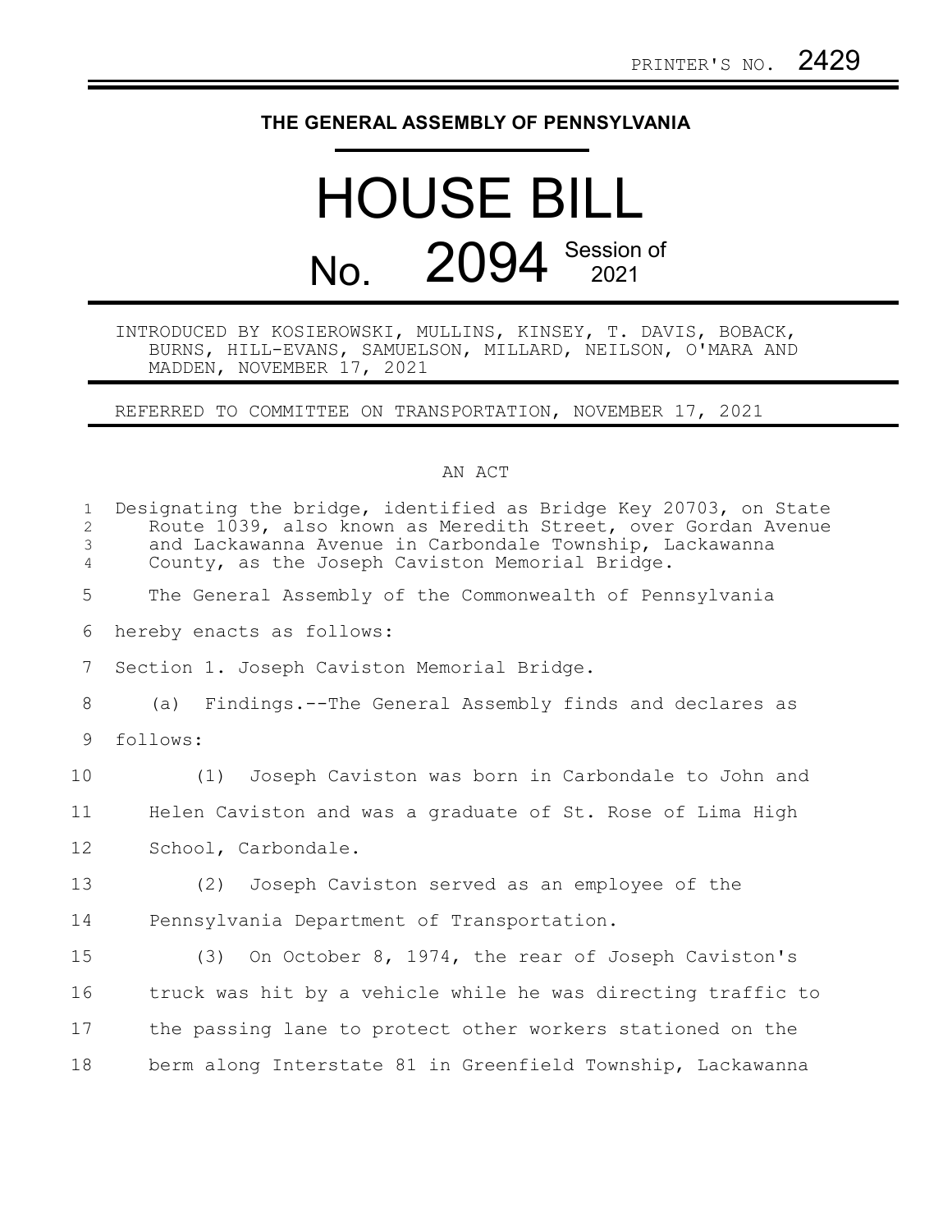PRINTER'S NO. 2429

# THE GENERAL ASSEMBLY OF PENNSYLVANIA

# HOUSE BILL No. 2094 Session of 2021

INTRODUCED BY KOSIEROWSKI, MULLINS, KINSEY, T. DAVIS, BOBACK, BURNS, HILL-EVANS, SAMUELSON, MILLARD, NEILSON, O'MARA AND MADDEN, NOVEMBER 17, 2021

REFERRED TO COMMITTEE ON TRANSPORTATION, NOVEMBER 17, 2021

## AN ACT

Designating the bridge, identified as Bridge Key 20703, on State Route 1039, also known as Meredith Street, over Gordan Avenue and Lackawanna Avenue in Carbondale Township, Lackawanna County, as the Joseph Caviston Memorial Bridge.

The General Assembly of the Commonwealth of Pennsylvania hereby enacts as follows:

Section 1. Joseph Caviston Memorial Bridge.

(a) Findings.--The General Assembly finds and declares as follows:

(1) Joseph Caviston was born in Carbondale to John and Helen Caviston and was a graduate of St. Rose of Lima High School, Carbondale.

(2) Joseph Caviston served as an employee of the Pennsylvania Department of Transportation.

(3) On October 8, 1974, the rear of Joseph Caviston's truck was hit by a vehicle while he was directing traffic to the passing lane to protect other workers stationed on the berm along Interstate 81 in Greenfield Township, Lackawanna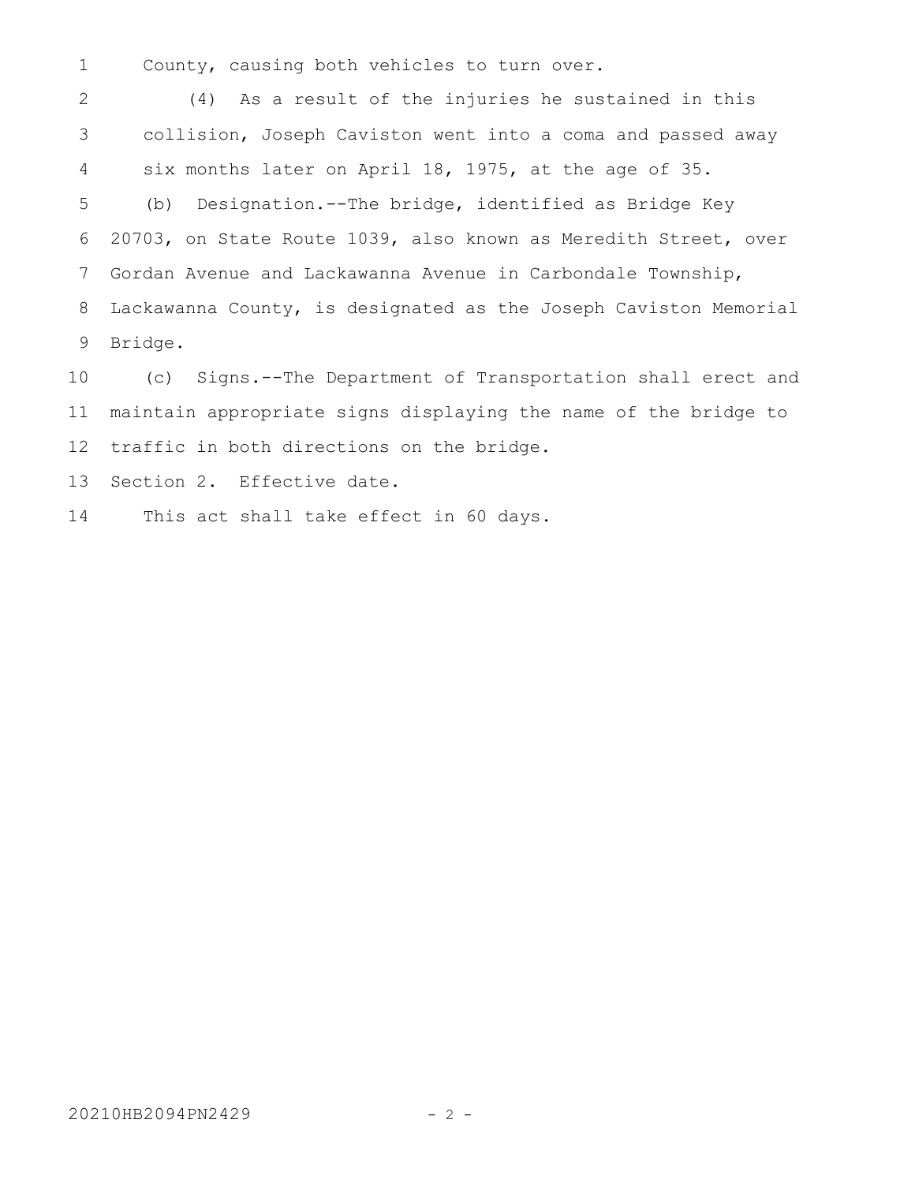County, causing both vehicles to turn over.

(4) As a result of the injuries he sustained in this collision, Joseph Caviston went into a coma and passed away six months later on April 18, 1975, at the age of 35.

(b) Designation.--The bridge, identified as Bridge Key 20703, on State Route 1039, also known as Meredith Street, over Gordan Avenue and Lackawanna Avenue in Carbondale Township, Lackawanna County, is designated as the Joseph Caviston Memorial Bridge.

(c) Signs.--The Department of Transportation shall erect and maintain appropriate signs displaying the name of the bridge to traffic in both directions on the bridge.

Section 2. Effective date.

This act shall take effect in 60 days.